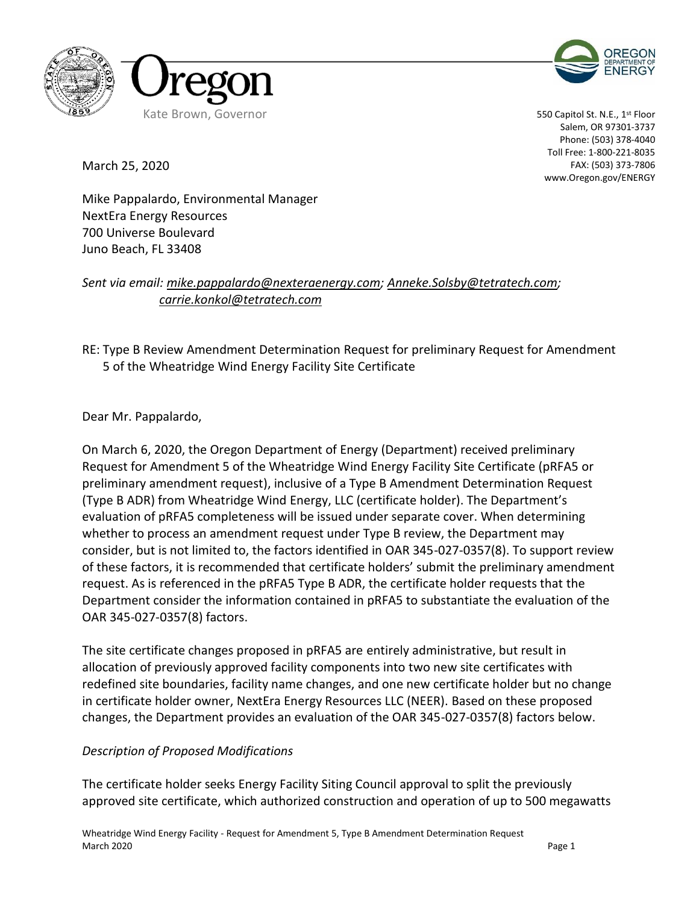Kate Brown, Governor

550 Capitol St. N.E., 1st Floor
Salem, OR 97301-3737
Phone: (503) 378-4040
Toll Free: 1-800-221-8035
FAX: (503) 373-7806
www.Oregon.gov/ENERGY

March 25, 2020

Mike Pappalardo, Environmental Manager
NextEra Energy Resources
700 Universe Boulevard
Juno Beach, FL 33408

*Sent via email: mike.pappalardo@nexteraenergy.com; Anneke.Solsby@tetratech.com; carrie.konkol@tetratech.com*

RE: Type B Review Amendment Determination Request for preliminary Request for Amendment 5 of the Wheatridge Wind Energy Facility Site Certificate

Dear Mr. Pappalardo,

On March 6, 2020, the Oregon Department of Energy (Department) received preliminary Request for Amendment 5 of the Wheatridge Wind Energy Facility Site Certificate (pRFA5 or preliminary amendment request), inclusive of a Type B Amendment Determination Request (Type B ADR) from Wheatridge Wind Energy, LLC (certificate holder). The Department's evaluation of pRFA5 completeness will be issued under separate cover. When determining whether to process an amendment request under Type B review, the Department may consider, but is not limited to, the factors identified in OAR 345-027-0357(8). To support review of these factors, it is recommended that certificate holders' submit the preliminary amendment request. As is referenced in the pRFA5 Type B ADR, the certificate holder requests that the Department consider the information contained in pRFA5 to substantiate the evaluation of the OAR 345-027-0357(8) factors.

The site certificate changes proposed in pRFA5 are entirely administrative, but result in allocation of previously approved facility components into two new site certificates with redefined site boundaries, facility name changes, and one new certificate holder but no change in certificate holder owner, NextEra Energy Resources LLC (NEER). Based on these proposed changes, the Department provides an evaluation of the OAR 345-027-0357(8) factors below.

*Description of Proposed Modifications*

The certificate holder seeks Energy Facility Siting Council approval to split the previously approved site certificate, which authorized construction and operation of up to 500 megawatts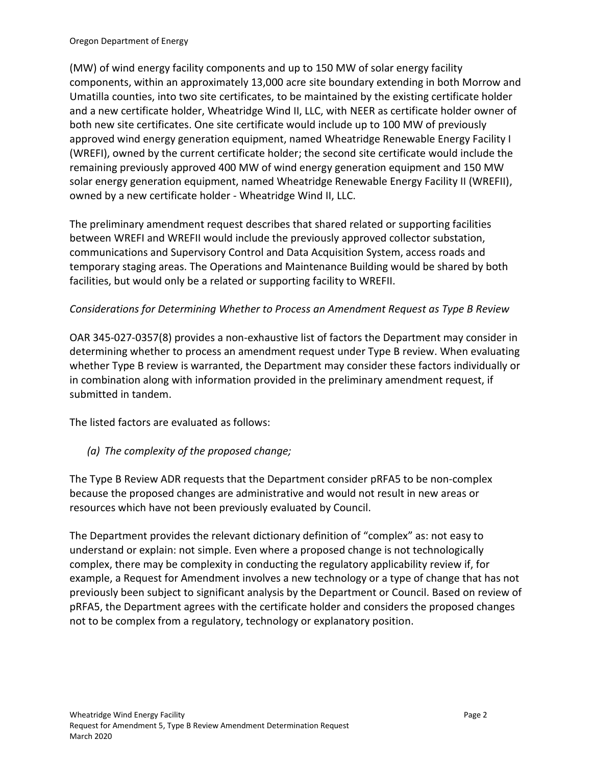(MW) of wind energy facility components and up to 150 MW of solar energy facility components, within an approximately 13,000 acre site boundary extending in both Morrow and Umatilla counties, into two site certificates, to be maintained by the existing certificate holder and a new certificate holder, Wheatridge Wind II, LLC, with NEER as certificate holder owner of both new site certificates. One site certificate would include up to 100 MW of previously approved wind energy generation equipment, named Wheatridge Renewable Energy Facility I (WREFI), owned by the current certificate holder; the second site certificate would include the remaining previously approved 400 MW of wind energy generation equipment and 150 MW solar energy generation equipment, named Wheatridge Renewable Energy Facility II (WREFII), owned by a new certificate holder - Wheatridge Wind II, LLC.

The preliminary amendment request describes that shared related or supporting facilities between WREFI and WREFII would include the previously approved collector substation, communications and Supervisory Control and Data Acquisition System, access roads and temporary staging areas. The Operations and Maintenance Building would be shared by both facilities, but would only be a related or supporting facility to WREFII.

*Considerations for Determining Whether to Process an Amendment Request as Type B Review*

OAR 345-027-0357(8) provides a non-exhaustive list of factors the Department may consider in determining whether to process an amendment request under Type B review. When evaluating whether Type B review is warranted, the Department may consider these factors individually or in combination along with information provided in the preliminary amendment request, if submitted in tandem.

The listed factors are evaluated as follows:

*(a) The complexity of the proposed change;*

The Type B Review ADR requests that the Department consider pRFA5 to be non-complex because the proposed changes are administrative and would not result in new areas or resources which have not been previously evaluated by Council.

The Department provides the relevant dictionary definition of "complex" as: not easy to understand or explain: not simple. Even where a proposed change is not technologically complex, there may be complexity in conducting the regulatory applicability review if, for example, a Request for Amendment involves a new technology or a type of change that has not previously been subject to significant analysis by the Department or Council. Based on review of pRFA5, the Department agrees with the certificate holder and considers the proposed changes not to be complex from a regulatory, technology or explanatory position.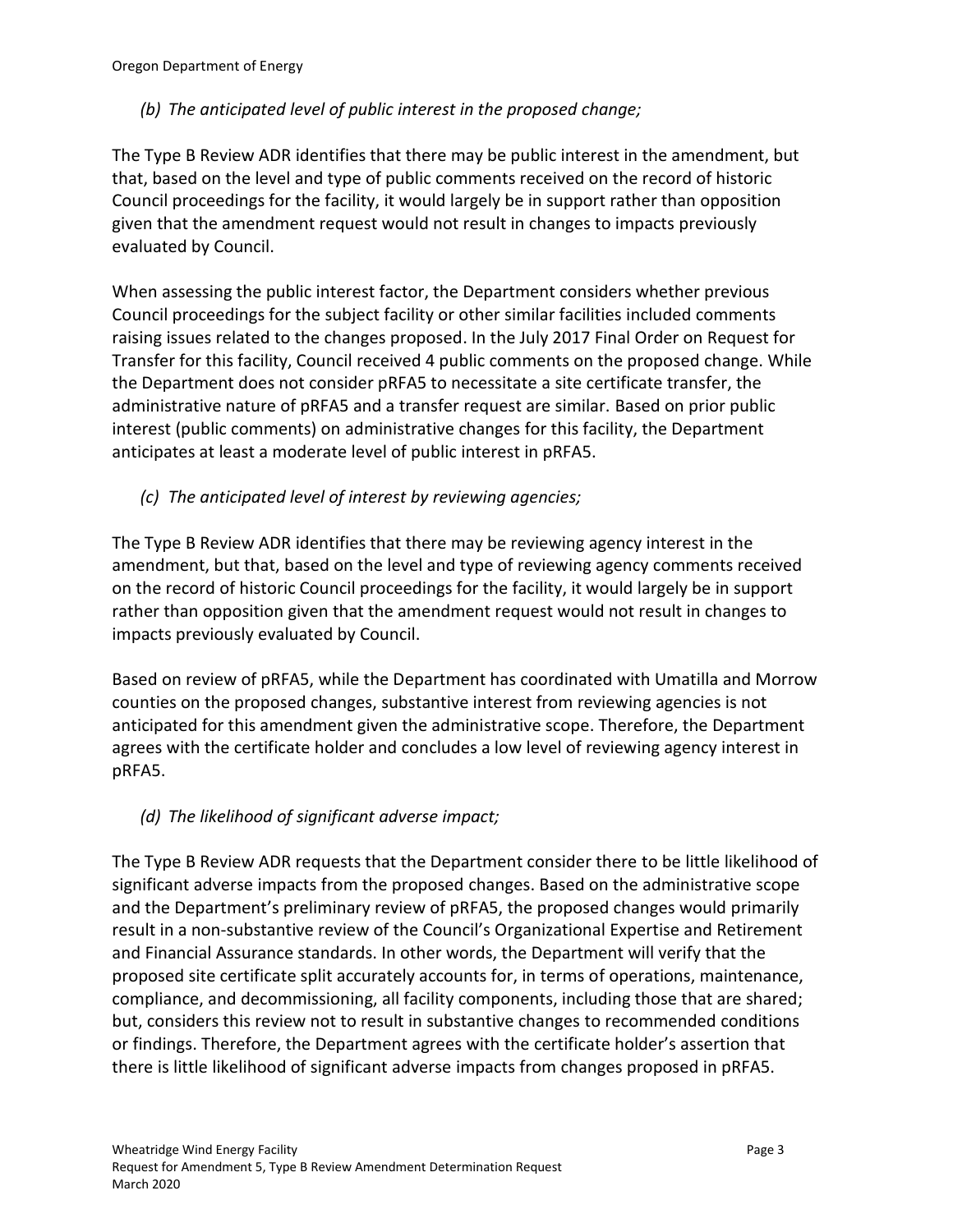*(b) The anticipated level of public interest in the proposed change;*

The Type B Review ADR identifies that there may be public interest in the amendment, but that, based on the level and type of public comments received on the record of historic Council proceedings for the facility, it would largely be in support rather than opposition given that the amendment request would not result in changes to impacts previously evaluated by Council.

When assessing the public interest factor, the Department considers whether previous Council proceedings for the subject facility or other similar facilities included comments raising issues related to the changes proposed. In the July 2017 Final Order on Request for Transfer for this facility, Council received 4 public comments on the proposed change. While the Department does not consider pRFA5 to necessitate a site certificate transfer, the administrative nature of pRFA5 and a transfer request are similar. Based on prior public interest (public comments) on administrative changes for this facility, the Department anticipates at least a moderate level of public interest in pRFA5.

*(c) The anticipated level of interest by reviewing agencies;*

The Type B Review ADR identifies that there may be reviewing agency interest in the amendment, but that, based on the level and type of reviewing agency comments received on the record of historic Council proceedings for the facility, it would largely be in support rather than opposition given that the amendment request would not result in changes to impacts previously evaluated by Council.

Based on review of pRFA5, while the Department has coordinated with Umatilla and Morrow counties on the proposed changes, substantive interest from reviewing agencies is not anticipated for this amendment given the administrative scope. Therefore, the Department agrees with the certificate holder and concludes a low level of reviewing agency interest in pRFA5.

*(d) The likelihood of significant adverse impact;*

The Type B Review ADR requests that the Department consider there to be little likelihood of significant adverse impacts from the proposed changes. Based on the administrative scope and the Department's preliminary review of pRFA5, the proposed changes would primarily result in a non-substantive review of the Council's Organizational Expertise and Retirement and Financial Assurance standards. In other words, the Department will verify that the proposed site certificate split accurately accounts for, in terms of operations, maintenance, compliance, and decommissioning, all facility components, including those that are shared; but, considers this review not to result in substantive changes to recommended conditions or findings. Therefore, the Department agrees with the certificate holder's assertion that there is little likelihood of significant adverse impacts from changes proposed in pRFA5.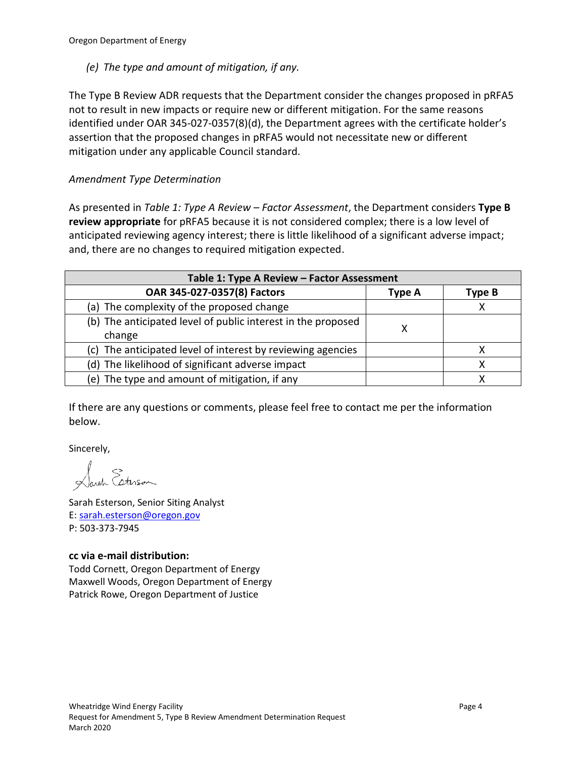*(e) The type and amount of mitigation, if any.*

The Type B Review ADR requests that the Department consider the changes proposed in pRFA5 not to result in new impacts or require new or different mitigation. For the same reasons identified under OAR 345-027-0357(8)(d), the Department agrees with the certificate holder's assertion that the proposed changes in pRFA5 would not necessitate new or different mitigation under any applicable Council standard.

*Amendment Type Determination*

As presented in *Table 1: Type A Review – Factor Assessment*, the Department considers **Type B review appropriate** for pRFA5 because it is not considered complex; there is a low level of anticipated reviewing agency interest; there is little likelihood of a significant adverse impact; and, there are no changes to required mitigation expected.

**Table 1: Type A Review – Factor Assessment**

| OAR 345-027-0357(8) Factors | Type A | Type B |
|---|---|---|
| (a) The complexity of the proposed change | | X |
| (b) The anticipated level of public interest in the proposed change | X | |
| (c) The anticipated level of interest by reviewing agencies | | X |
| (d) The likelihood of significant adverse impact | | X |
| (e) The type and amount of mitigation, if any | | X |

If there are any questions or comments, please feel free to contact me per the information below.

Sincerely,

Sarah Esterson, Senior Siting Analyst
E: sarah.esterson@oregon.gov
P: 503-373-7945

**cc via e-mail distribution:**
Todd Cornett, Oregon Department of Energy
Maxwell Woods, Oregon Department of Energy
Patrick Rowe, Oregon Department of Justice